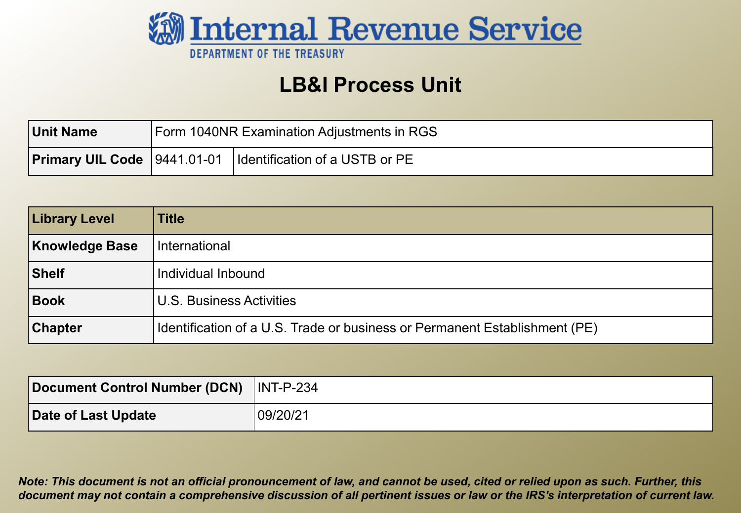# Internal Revenue Service

DEPARTMENT OF THE TREASURY

## LB&I Process Unit

| | | |
|---|---|---|
| **Unit Name** | Form 1040NR Examination Adjustments in RGS | |
| **Primary UIL Code** | 9441.01-01 | Identification of a USTB or PE |

| **Library Level** | **Title** |
|---|---|
| **Knowledge Base** | International |
| **Shelf** | Individual Inbound |
| **Book** | U.S. Business Activities |
| **Chapter** | Identification of a U.S. Trade or business or Permanent Establishment (PE) |

| | |
|---|---|
| **Document Control Number (DCN)** | INT-P-234 |
| **Date of Last Update** | 09/20/21 |

***Note: This document is not an official pronouncement of law, and cannot be used, cited or relied upon as such. Further, this document may not contain a comprehensive discussion of all pertinent issues or law or the IRS's interpretation of current law.***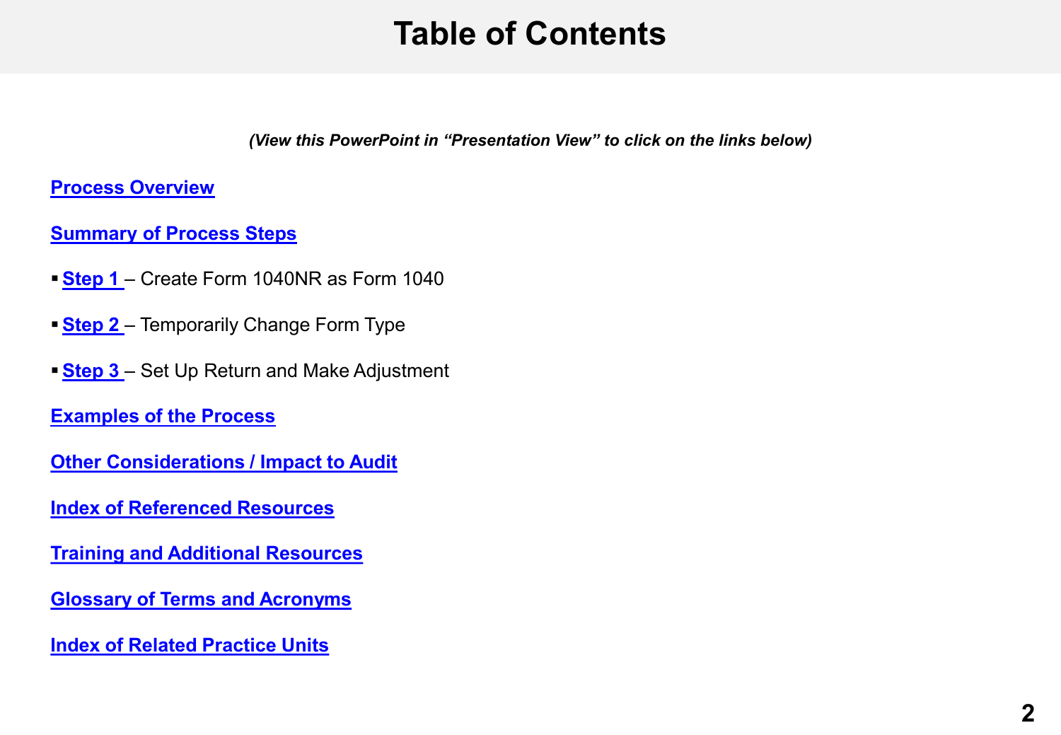# Table of Contents

*(View this PowerPoint in "Presentation View" to click on the links below)*

**Process Overview**

**Summary of Process Steps**

- **Step 1** – Create Form 1040NR as Form 1040
- **Step 2** – Temporarily Change Form Type
- **Step 3** – Set Up Return and Make Adjustment

**Examples of the Process**

**Other Considerations / Impact to Audit**

**Index of Referenced Resources**

**Training and Additional Resources**

**Glossary of Terms and Acronyms**

**Index of Related Practice Units**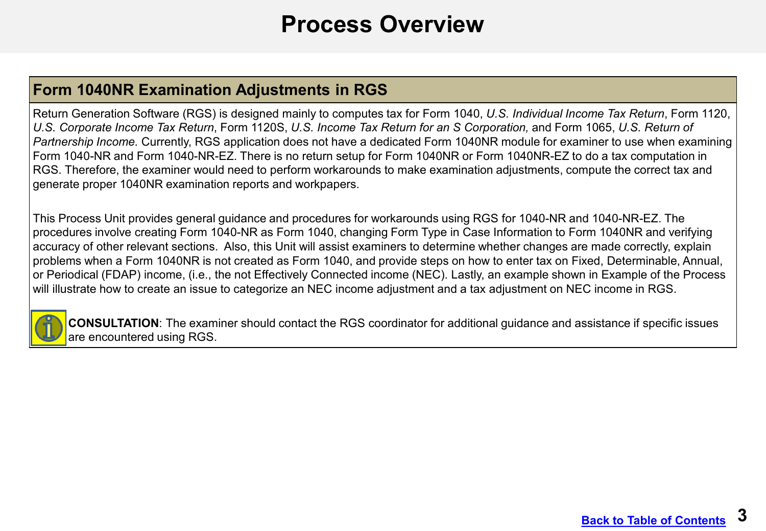# Process Overview

## Form 1040NR Examination Adjustments in RGS

Return Generation Software (RGS) is designed mainly to computes tax for Form 1040, *U.S. Individual Income Tax Return*, Form 1120, *U.S. Corporate Income Tax Return*, Form 1120S, *U.S. Income Tax Return for an S Corporation,* and Form 1065, *U.S. Return of Partnership Income.* Currently, RGS application does not have a dedicated Form 1040NR module for examiner to use when examining Form 1040-NR and Form 1040-NR-EZ. There is no return setup for Form 1040NR or Form 1040NR-EZ to do a tax computation in RGS. Therefore, the examiner would need to perform workarounds to make examination adjustments, compute the correct tax and generate proper 1040NR examination reports and workpapers.

This Process Unit provides general guidance and procedures for workarounds using RGS for 1040-NR and 1040-NR-EZ. The procedures involve creating Form 1040-NR as Form 1040, changing Form Type in Case Information to Form 1040NR and verifying accuracy of other relevant sections. Also, this Unit will assist examiners to determine whether changes are made correctly, explain problems when a Form 1040NR is not created as Form 1040, and provide steps on how to enter tax on Fixed, Determinable, Annual, or Periodical (FDAP) income, (i.e., the not Effectively Connected income (NEC). Lastly, an example shown in Example of the Process will illustrate how to create an issue to categorize an NEC income adjustment and a tax adjustment on NEC income in RGS.

**CONSULTATION**: The examiner should contact the RGS coordinator for additional guidance and assistance if specific issues are encountered using RGS.

[Back to Table of Contents]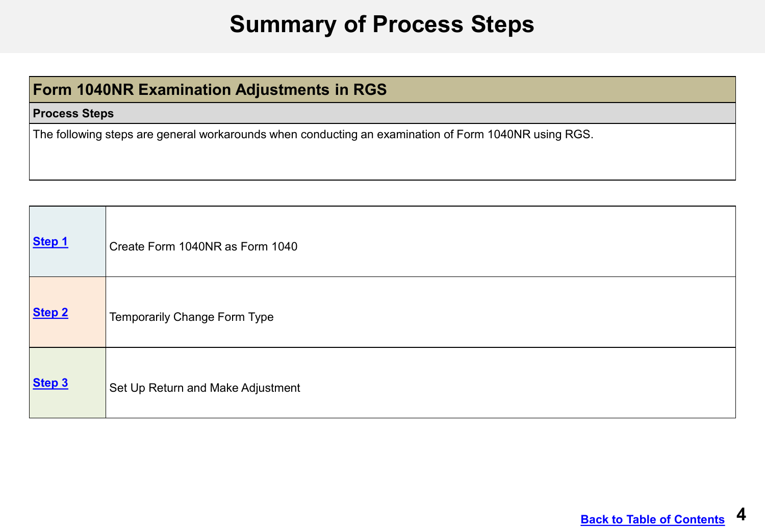# Summary of Process Steps

| Form 1040NR Examination Adjustments in RGS |
|---|
| **Process Steps** |
| The following steps are general workarounds when conducting an examination of Form 1040NR using RGS. |

| | |
|---|---|
| **Step 1** | Create Form 1040NR as Form 1040 |
| **Step 2** | Temporarily Change Form Type |
| **Step 3** | Set Up Return and Make Adjustment |

Back to Table of Contents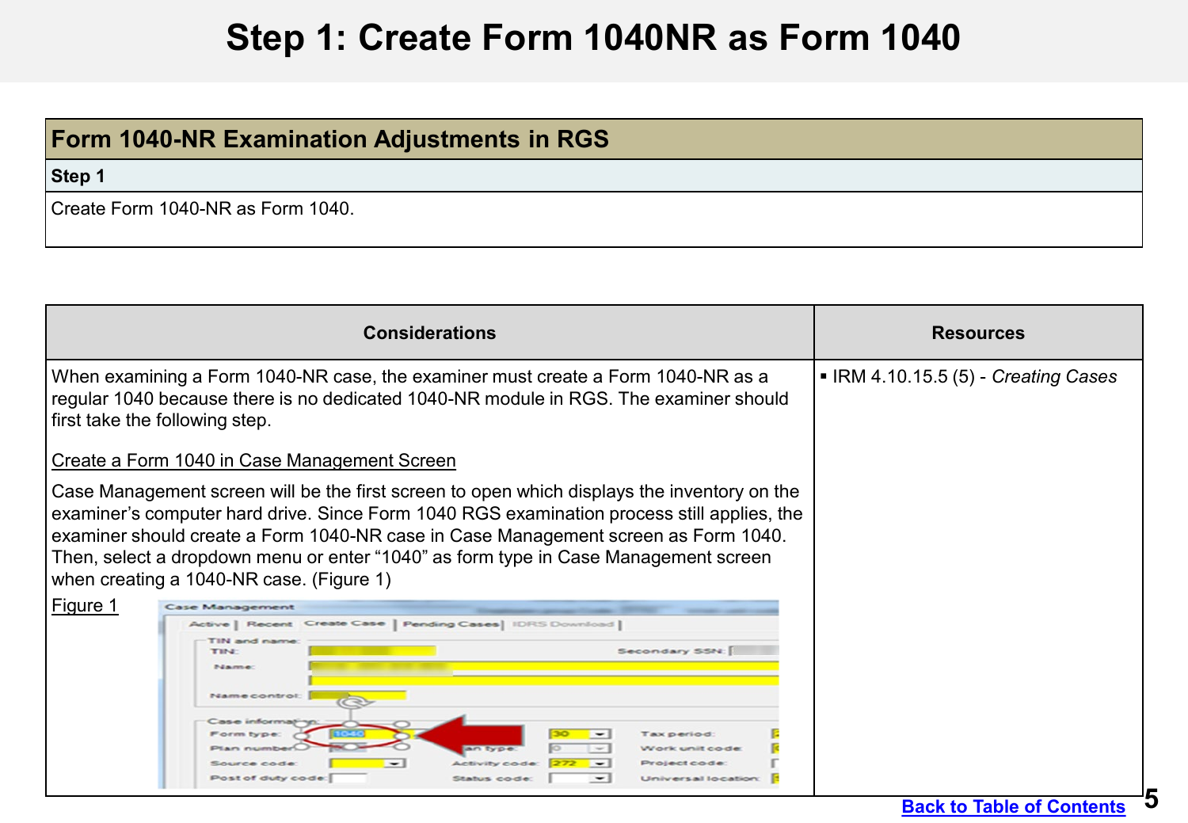# Step 1: Create Form 1040NR as Form 1040

| Form 1040-NR Examination Adjustments in RGS |
|---|
| **Step 1** |
| Create Form 1040-NR as Form 1040. |

| Considerations | Resources |
|---|---|
| When examining a Form 1040-NR case, the examiner must create a Form 1040-NR as a regular 1040 because there is no dedicated 1040-NR module in RGS. The examiner should first take the following step.<br><br>Create a Form 1040 in Case Management Screen<br><br>Case Management screen will be the first screen to open which displays the inventory on the examiner's computer hard drive. Since Form 1040 RGS examination process still applies, the examiner should create a Form 1040-NR case in Case Management screen as Form 1040. Then, select a dropdown menu or enter "1040" as form type in Case Management screen when creating a 1040-NR case. (Figure 1)<br><br>Figure 1 | ▪ IRM 4.10.15.5 (5) - *Creating Cases* |

Back to Table of Contents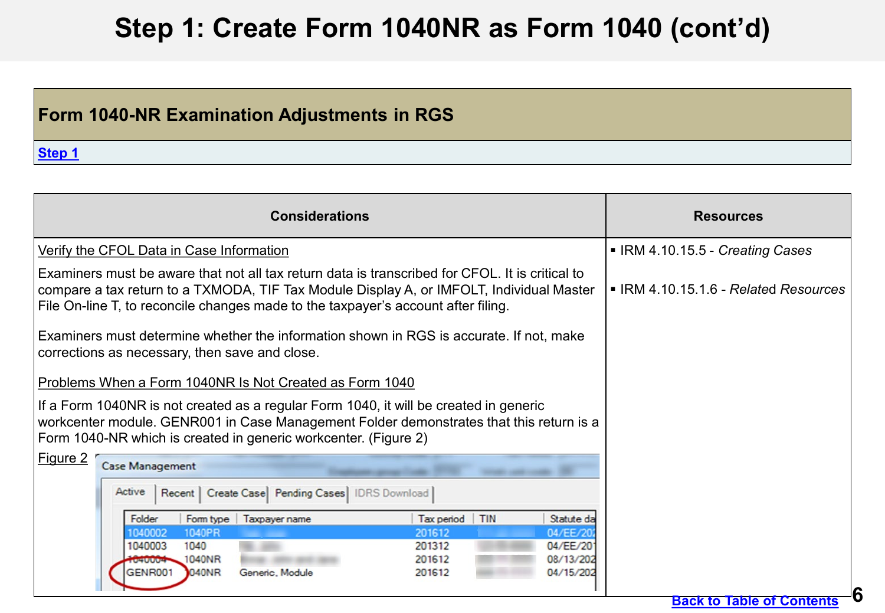# Step 1: Create Form 1040NR as Form 1040 (cont'd)

| Form 1040-NR Examination Adjustments in RGS |
|---|
| Step 1 |

| Considerations | Resources |
|---|---|
| Verify the CFOL Data in Case Information<br><br>Examiners must be aware that not all tax return data is transcribed for CFOL. It is critical to compare a tax return to a TXMODA, TIF Tax Module Display A, or IMFOLT, Individual Master File On-line T, to reconcile changes made to the taxpayer's account after filing.<br><br>Examiners must determine whether the information shown in RGS is accurate. If not, make corrections as necessary, then save and close.<br><br>Problems When a Form 1040NR Is Not Created as Form 1040<br><br>If a Form 1040NR is not created as a regular Form 1040, it will be created in generic workcenter module. GENR001 in Case Management Folder demonstrates that this return is a Form 1040-NR which is created in generic workcenter. (Figure 2)<br><br>Figure 2 | ▪ IRM 4.10.15.5 - *Creating Cases*<br><br>▪ IRM 4.10.15.1.6 - *Related Resources* |

Case Management

Active | Recent | Create Case | Pending Cases | IDRS Download

| Folder | Form type | Taxpayer name | Tax period | TIN | Statute da |
|---|---|---|---|---|---|
| 1040002 | 1040PR | | 201612 | | 04/EE/202 |
| 1040003 | 1040 | | 201312 | | 04/EE/201 |
| 1040004 | 1040NR | | 201612 | | 08/13/202 |
| GENR001 | 1040NR | Generic, Module | 201612 | | 04/15/202 |

Back to Table of Contents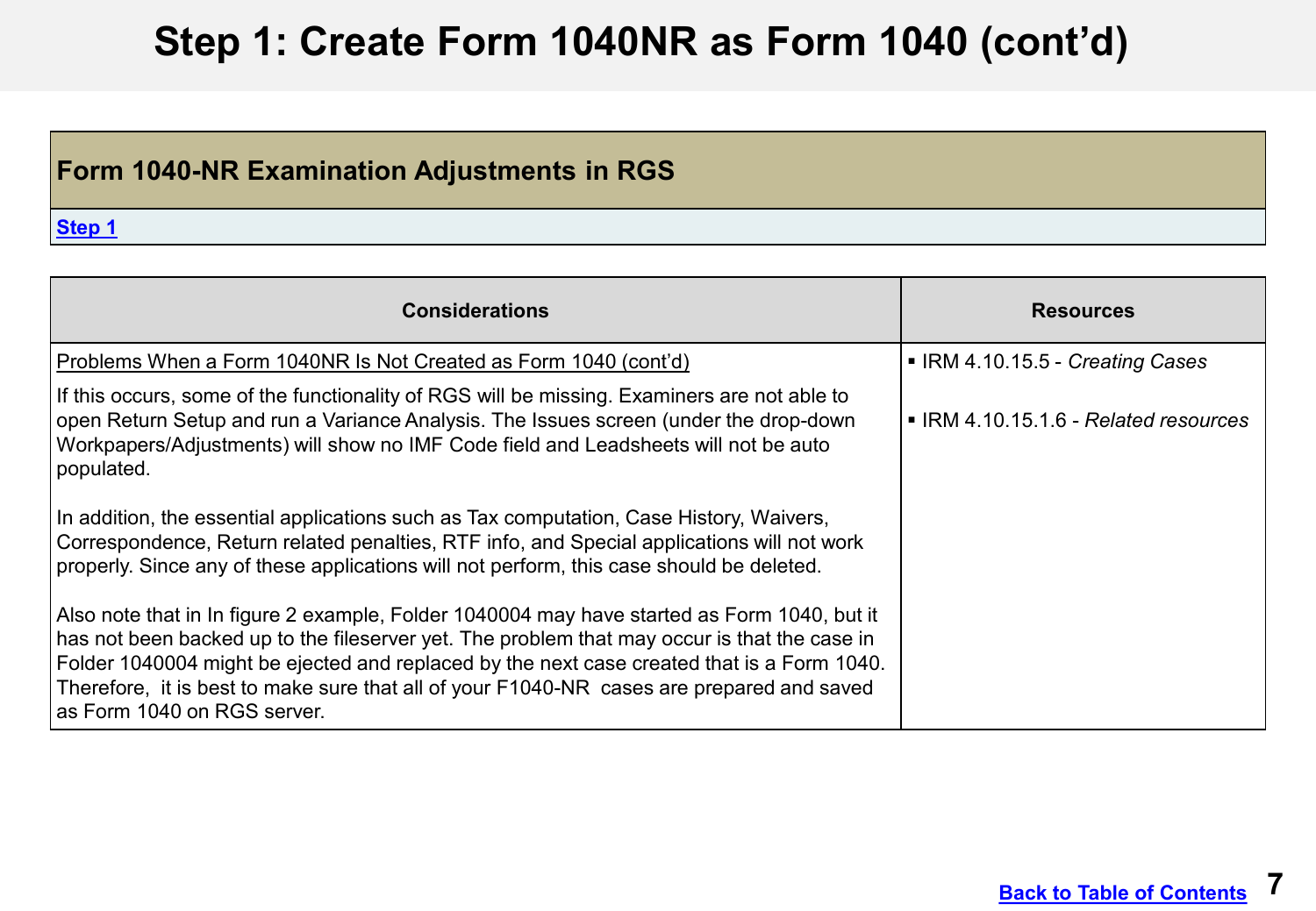# Step 1: Create Form 1040NR as Form 1040 (cont'd)

## Form 1040-NR Examination Adjustments in RGS

**Step 1**

| Considerations | Resources |
|---|---|
| Problems When a Form 1040NR Is Not Created as Form 1040 (cont'd)<br><br>If this occurs, some of the functionality of RGS will be missing. Examiners are not able to open Return Setup and run a Variance Analysis. The Issues screen (under the drop-down Workpapers/Adjustments) will show no IMF Code field and Leadsheets will not be auto populated.<br><br>In addition, the essential applications such as Tax computation, Case History, Waivers, Correspondence, Return related penalties, RTF info, and Special applications will not work properly. Since any of these applications will not perform, this case should be deleted.<br><br>Also note that in In figure 2 example, Folder 1040004 may have started as Form 1040, but it has not been backed up to the fileserver yet. The problem that may occur is that the case in Folder 1040004 might be ejected and replaced by the next case created that is a Form 1040. Therefore, it is best to make sure that all of your F1040-NR cases are prepared and saved as Form 1040 on RGS server. | ▪ IRM 4.10.15.5 - *Creating Cases*<br><br>▪ IRM 4.10.15.1.6 - *Related resources* |

Back to Table of Contents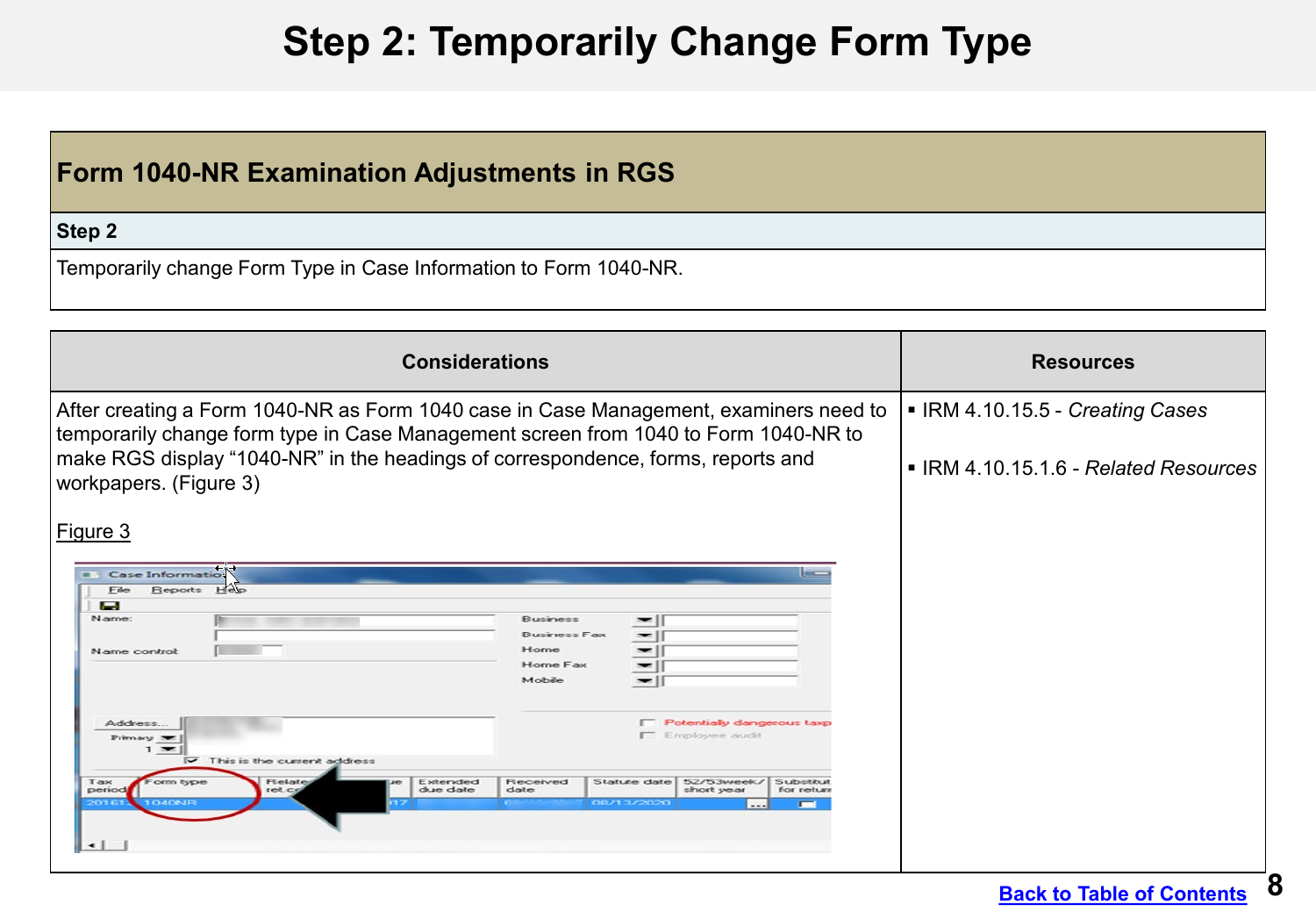# Step 2: Temporarily Change Form Type

| Form 1040-NR Examination Adjustments in RGS |
|---|
| **Step 2** |
| Temporarily change Form Type in Case Information to Form 1040-NR. |

| Considerations | Resources |
|---|---|
| After creating a Form 1040-NR as Form 1040 case in Case Management, examiners need to temporarily change form type in Case Management screen from 1040 to Form 1040-NR to make RGS display “1040-NR” in the headings of correspondence, forms, reports and workpapers. (Figure 3)<br><br>Figure 3 | ▪ IRM 4.10.15.5 - *Creating Cases*<br><br>▪ IRM 4.10.15.1.6 - *Related Resources* |

Back to Table of Contents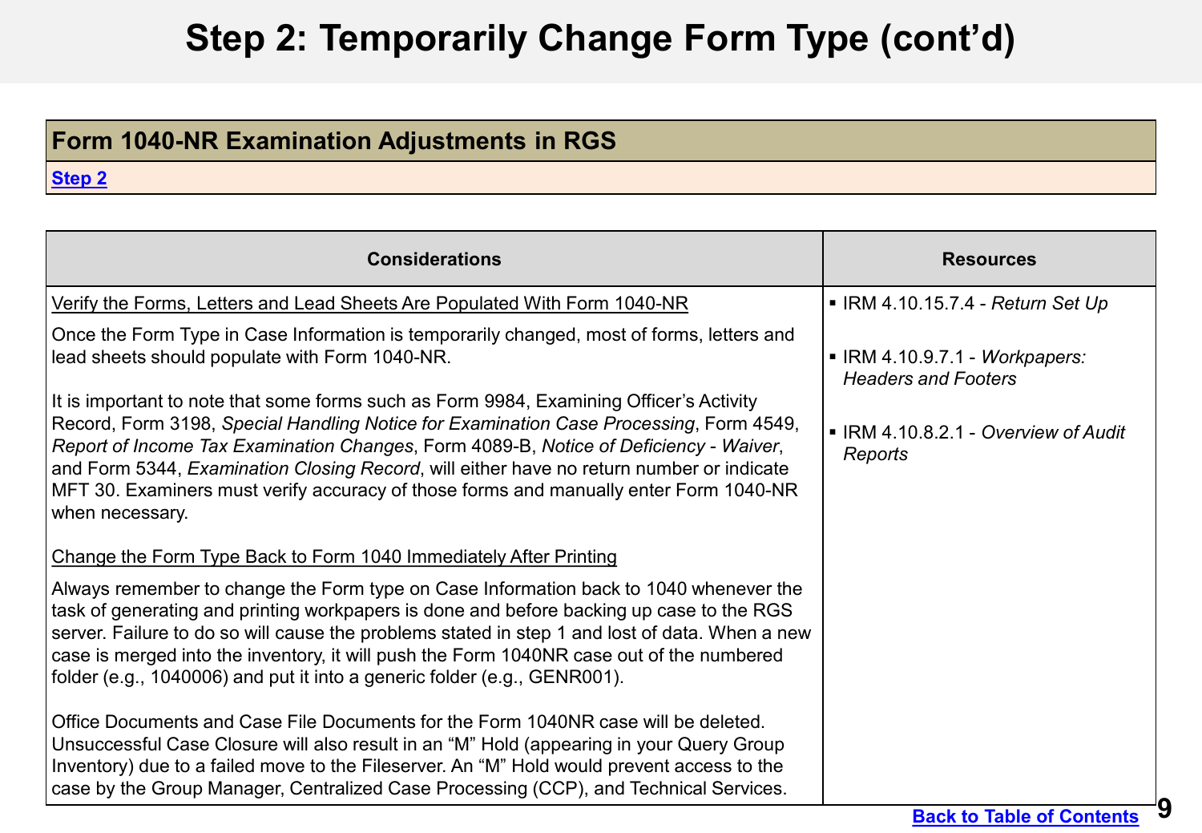# Step 2: Temporarily Change Form Type (cont'd)

| Form 1040-NR Examination Adjustments in RGS |
|---|
| Step 2 |

| Considerations | Resources |
|---|---|
| Verify the Forms, Letters and Lead Sheets Are Populated With Form 1040-NR<br><br>Once the Form Type in Case Information is temporarily changed, most of forms, letters and lead sheets should populate with Form 1040-NR.<br><br>It is important to note that some forms such as Form 9984, Examining Officer's Activity Record, Form 3198, *Special Handling Notice for Examination Case Processing*, Form 4549, *Report of Income Tax Examination Changes*, Form 4089-B, *Notice of Deficiency - Waiver*, and Form 5344, *Examination Closing Record*, will either have no return number or indicate MFT 30. Examiners must verify accuracy of those forms and manually enter Form 1040-NR when necessary.<br><br>Change the Form Type Back to Form 1040 Immediately After Printing<br><br>Always remember to change the Form type on Case Information back to 1040 whenever the task of generating and printing workpapers is done and before backing up case to the RGS server. Failure to do so will cause the problems stated in step 1 and lost of data. When a new case is merged into the inventory, it will push the Form 1040NR case out of the numbered folder (e.g., 1040006) and put it into a generic folder (e.g., GENR001).<br><br>Office Documents and Case File Documents for the Form 1040NR case will be deleted. Unsuccessful Case Closure will also result in an "M" Hold (appearing in your Query Group Inventory) due to a failed move to the Fileserver. An "M" Hold would prevent access to the case by the Group Manager, Centralized Case Processing (CCP), and Technical Services. | ▪ IRM 4.10.15.7.4 - *Return Set Up*<br><br>▪ IRM 4.10.9.7.1 - *Workpapers: Headers and Footers*<br><br>▪ IRM 4.10.8.2.1 - *Overview of Audit Reports* |

Back to Table of Contents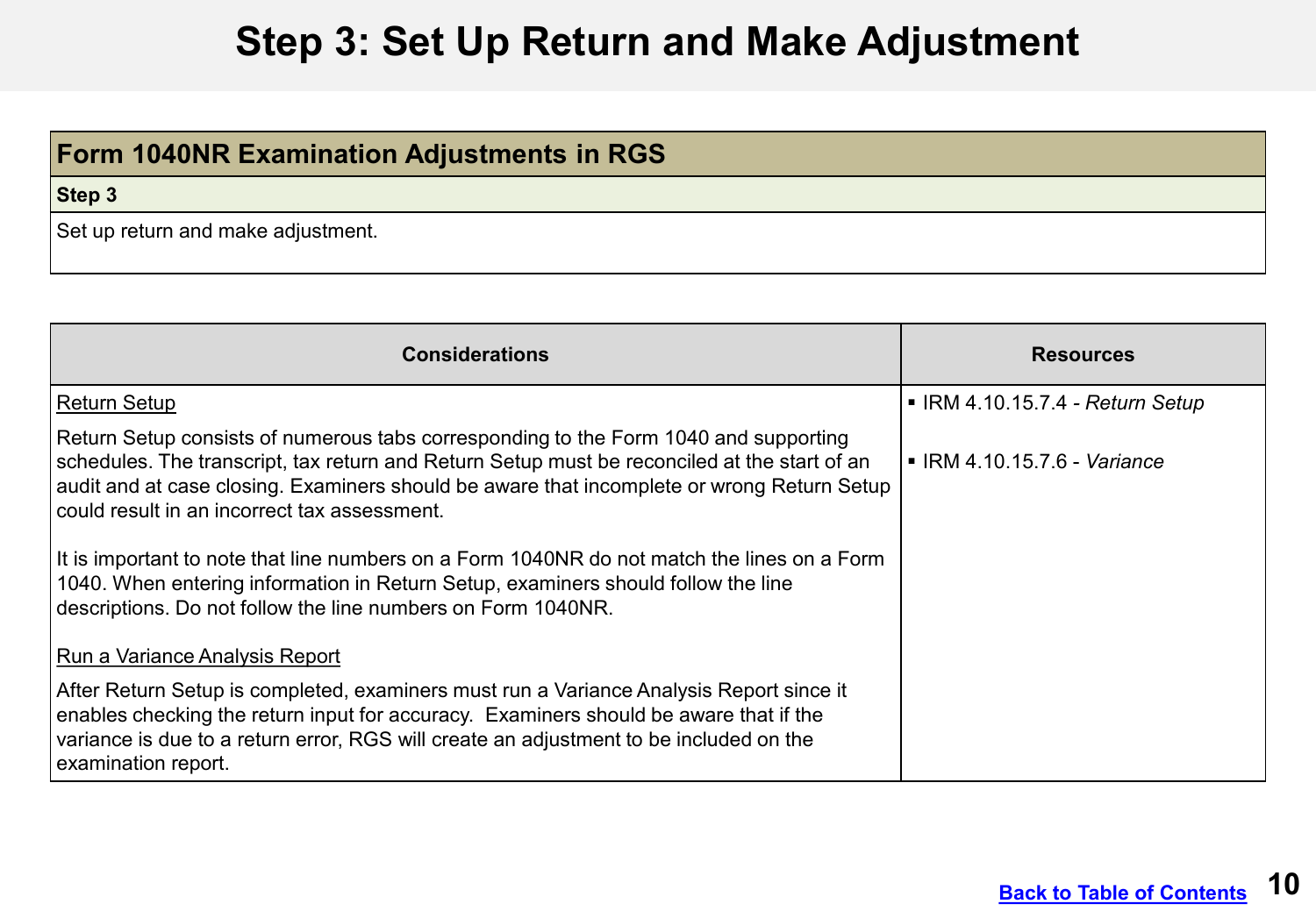# Step 3: Set Up Return and Make Adjustment

| Form 1040NR Examination Adjustments in RGS |
|---|
| **Step 3** |
| Set up return and make adjustment. |

| Considerations | Resources |
|---|---|
| Return Setup<br><br>Return Setup consists of numerous tabs corresponding to the Form 1040 and supporting schedules. The transcript, tax return and Return Setup must be reconciled at the start of an audit and at case closing. Examiners should be aware that incomplete or wrong Return Setup could result in an incorrect tax assessment.<br><br>It is important to note that line numbers on a Form 1040NR do not match the lines on a Form 1040. When entering information in Return Setup, examiners should follow the line descriptions. Do not follow the line numbers on Form 1040NR.<br><br>Run a Variance Analysis Report<br><br>After Return Setup is completed, examiners must run a Variance Analysis Report since it enables checking the return input for accuracy. Examiners should be aware that if the variance is due to a return error, RGS will create an adjustment to be included on the examination report. | ▪ IRM 4.10.15.7.4 - *Return Setup*<br><br>▪ IRM 4.10.15.7.6 - *Variance* |

Back to Table of Contents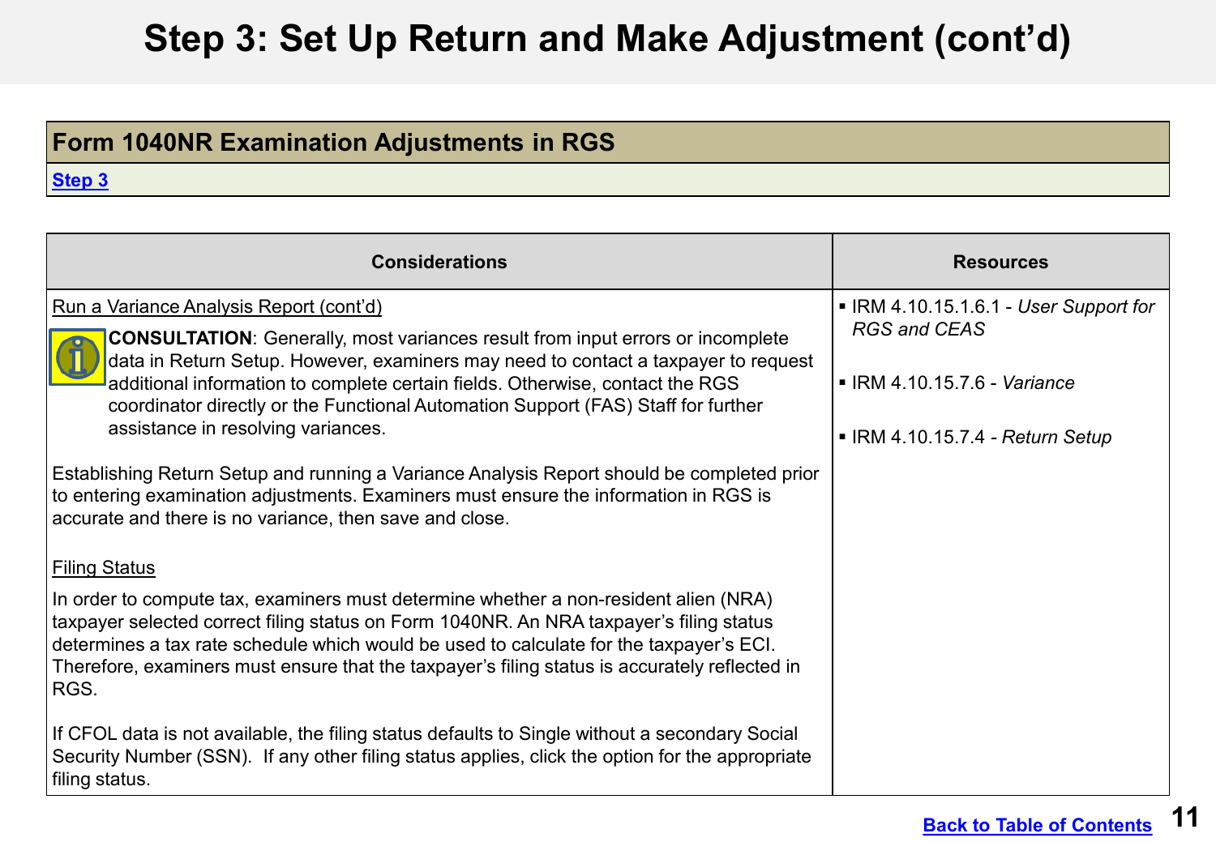# Step 3: Set Up Return and Make Adjustment (cont'd)

| Form 1040NR Examination Adjustments in RGS |
|---|
| Step 3 |

| Considerations | Resources |
|---|---|
| Run a Variance Analysis Report (cont'd)<br><br>**CONSULTATION**: Generally, most variances result from input errors or incomplete data in Return Setup. However, examiners may need to contact a taxpayer to request additional information to complete certain fields. Otherwise, contact the RGS coordinator directly or the Functional Automation Support (FAS) Staff for further assistance in resolving variances.<br><br>Establishing Return Setup and running a Variance Analysis Report should be completed prior to entering examination adjustments. Examiners must ensure the information in RGS is accurate and there is no variance, then save and close.<br><br>Filing Status<br><br>In order to compute tax, examiners must determine whether a non-resident alien (NRA) taxpayer selected correct filing status on Form 1040NR. An NRA taxpayer's filing status determines a tax rate schedule which would be used to calculate for the taxpayer's ECI. Therefore, examiners must ensure that the taxpayer's filing status is accurately reflected in RGS.<br><br>If CFOL data is not available, the filing status defaults to Single without a secondary Social Security Number (SSN). If any other filing status applies, click the option for the appropriate filing status. | ▪ IRM 4.10.15.1.6.1 - *User Support for RGS and CEAS*<br><br>▪ IRM 4.10.15.7.6 - *Variance*<br><br>▪ IRM 4.10.15.7.4 - *Return Setup* |

Back to Table of Contents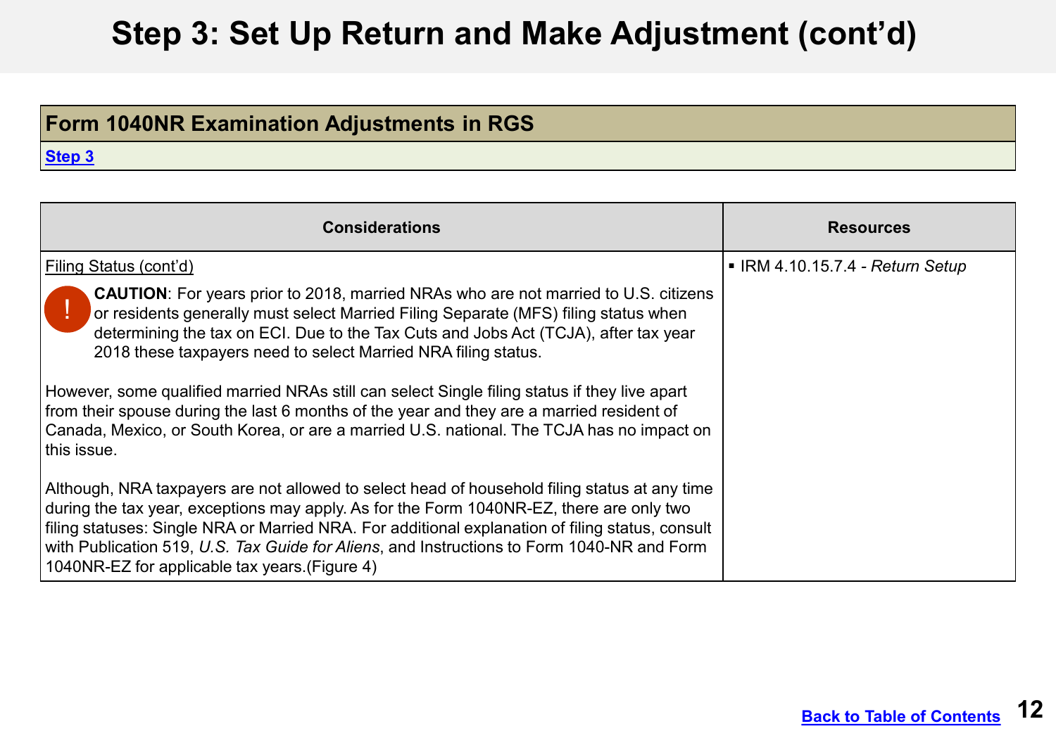# Step 3: Set Up Return and Make Adjustment (cont'd)

| Form 1040NR Examination Adjustments in RGS |
|---|
| Step 3 |

| Considerations | Resources |
|---|---|
| Filing Status (cont'd)<br><br>! **CAUTION**: For years prior to 2018, married NRAs who are not married to U.S. citizens or residents generally must select Married Filing Separate (MFS) filing status when determining the tax on ECI. Due to the Tax Cuts and Jobs Act (TCJA), after tax year 2018 these taxpayers need to select Married NRA filing status.<br><br>However, some qualified married NRAs still can select Single filing status if they live apart from their spouse during the last 6 months of the year and they are a married resident of Canada, Mexico, or South Korea, or are a married U.S. national. The TCJA has no impact on this issue.<br><br>Although, NRA taxpayers are not allowed to select head of household filing status at any time during the tax year, exceptions may apply. As for the Form 1040NR-EZ, there are only two filing statuses: Single NRA or Married NRA. For additional explanation of filing status, consult with Publication 519, *U.S. Tax Guide for Aliens*, and Instructions to Form 1040-NR and Form 1040NR-EZ for applicable tax years.(Figure 4) | ▪ IRM 4.10.15.7.4 - *Return Setup* |

Back to Table of Contents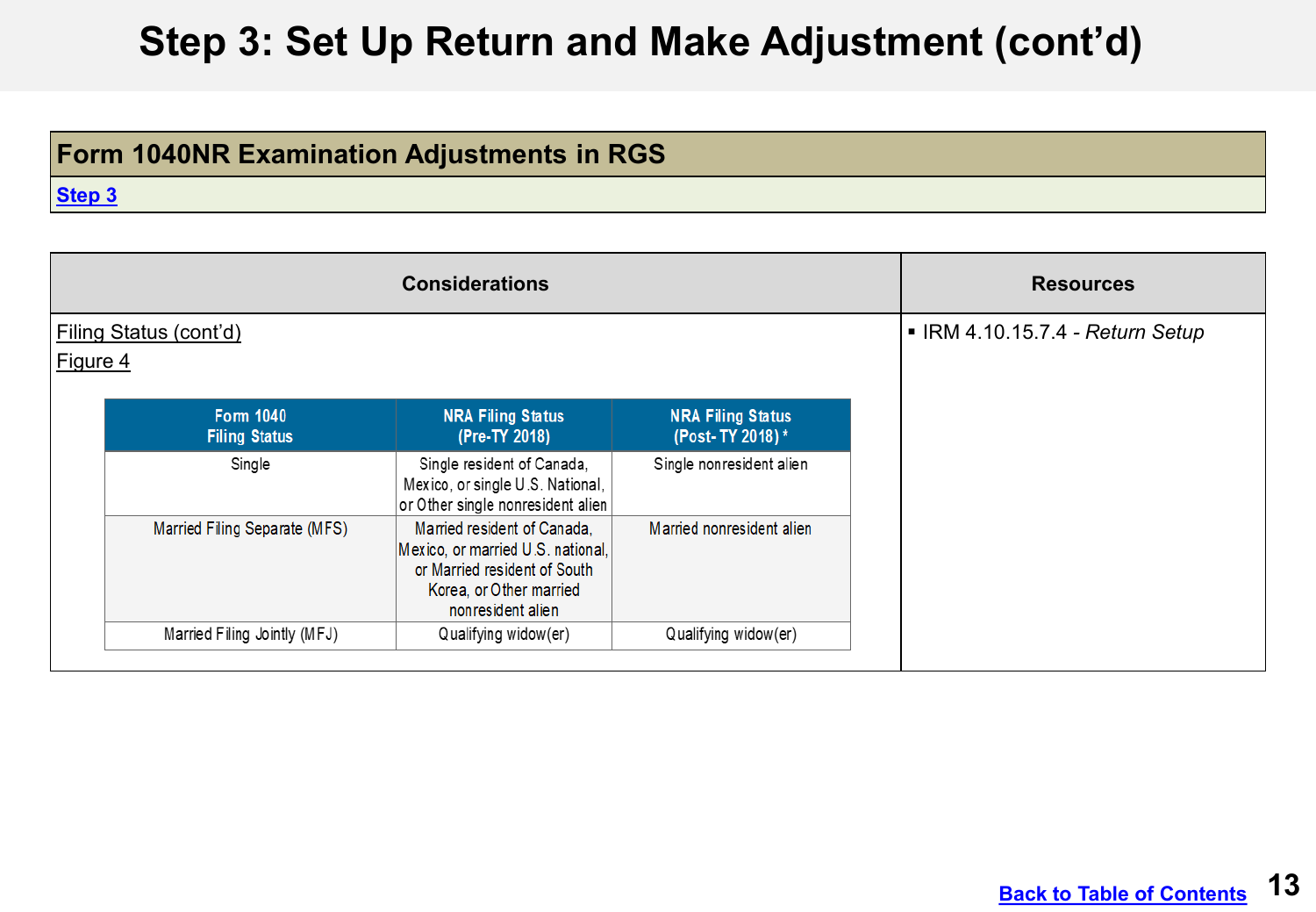# Step 3: Set Up Return and Make Adjustment (cont'd)

## Form 1040NR Examination Adjustments in RGS

Step 3

| Considerations | Resources |
|---|---|
| Filing Status (cont'd) | ▪ IRM 4.10.15.7.4 - *Return Setup* |

Figure 4

| Form 1040 Filing Status | NRA Filing Status (Pre-TY 2018) | NRA Filing Status (Post- TY 2018) * |
|---|---|---|
| Single | Single resident of Canada, Mexico, or single U.S. National, or Other single nonresident alien | Single nonresident alien |
| Married Filing Separate (MFS) | Married resident of Canada, Mexico, or married U.S. national, or Married resident of South Korea, or Other married nonresident alien | Married nonresident alien |
| Married Filing Jointly (MFJ) | Qualifying widow(er) | Qualifying widow(er) |

Back to Table of Contents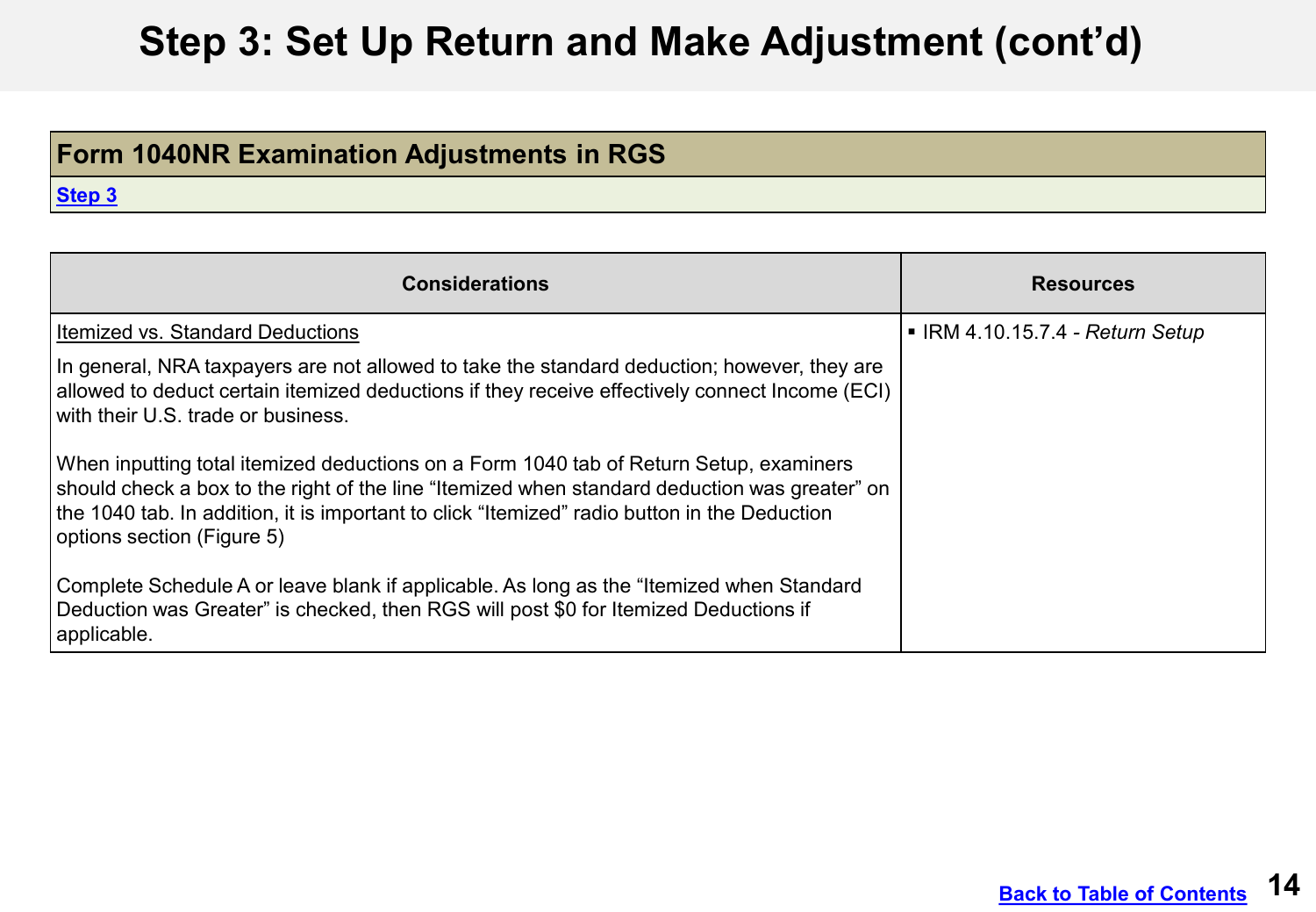# Step 3: Set Up Return and Make Adjustment (cont'd)

| Form 1040NR Examination Adjustments in RGS |
|---|
| Step 3 |

| Considerations | Resources |
|---|---|
| Itemized vs. Standard Deductions<br><br>In general, NRA taxpayers are not allowed to take the standard deduction; however, they are allowed to deduct certain itemized deductions if they receive effectively connect Income (ECI) with their U.S. trade or business.<br><br>When inputting total itemized deductions on a Form 1040 tab of Return Setup, examiners should check a box to the right of the line "Itemized when standard deduction was greater" on the 1040 tab. In addition, it is important to click "Itemized" radio button in the Deduction options section (Figure 5)<br><br>Complete Schedule A or leave blank if applicable. As long as the "Itemized when Standard Deduction was Greater" is checked, then RGS will post $0 for Itemized Deductions if applicable. | ▪ IRM 4.10.15.7.4 - *Return Setup* |

Back to Table of Contents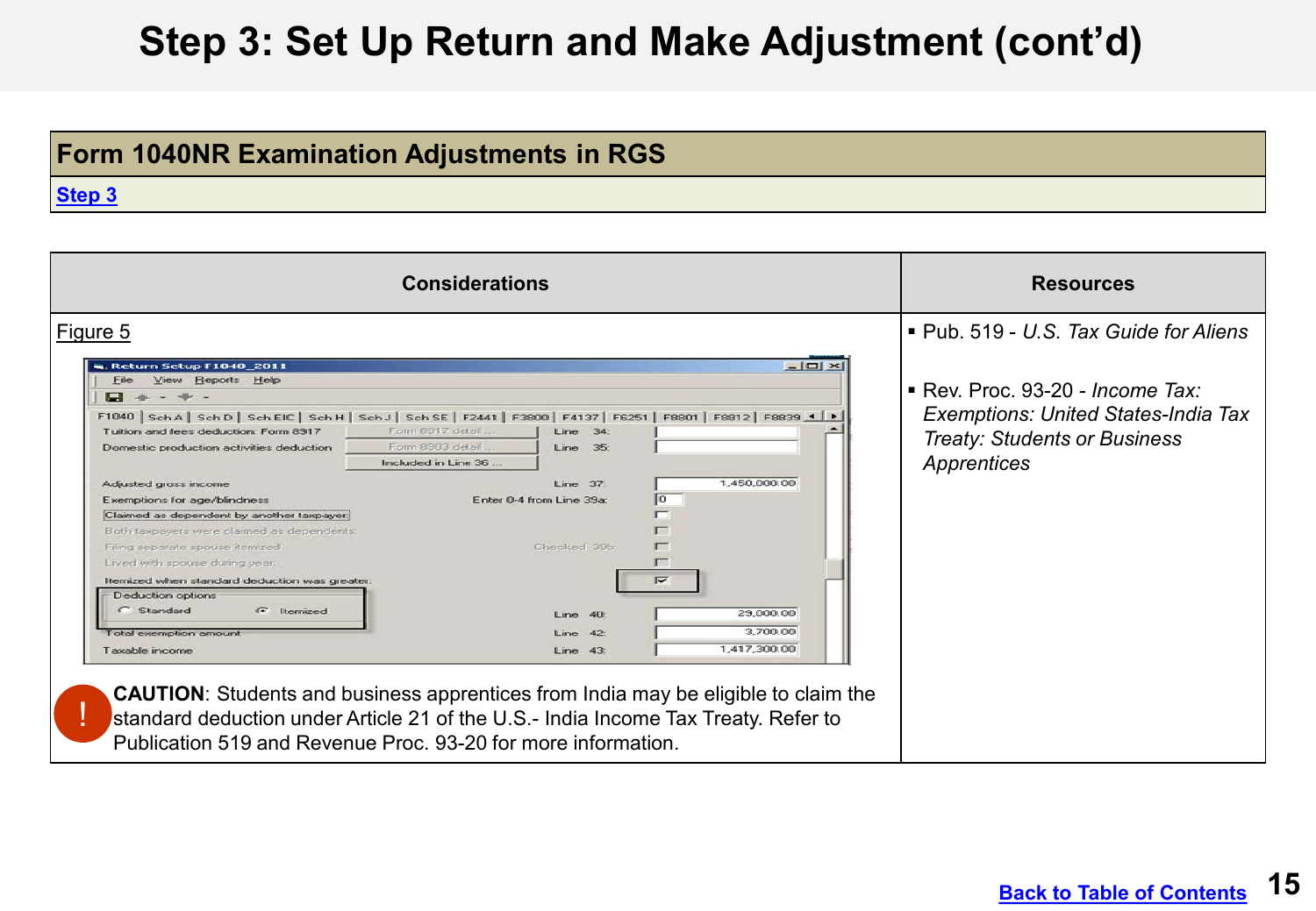# Step 3: Set Up Return and Make Adjustment (cont'd)

| Form 1040NR Examination Adjustments in RGS |
|---|
| Step 3 |

| Considerations | Resources |
|---|---|
| Figure 5<br><br>**CAUTION**: Students and business apprentices from India may be eligible to claim the standard deduction under Article 21 of the U.S.- India Income Tax Treaty. Refer to Publication 519 and Revenue Proc. 93-20 for more information. | ▪ Pub. 519 - *U.S. Tax Guide for Aliens*<br><br>▪ Rev. Proc. 93-20 - *Income Tax: Exemptions: United States-India Tax Treaty: Students or Business Apprentices* |

Back to Table of Contents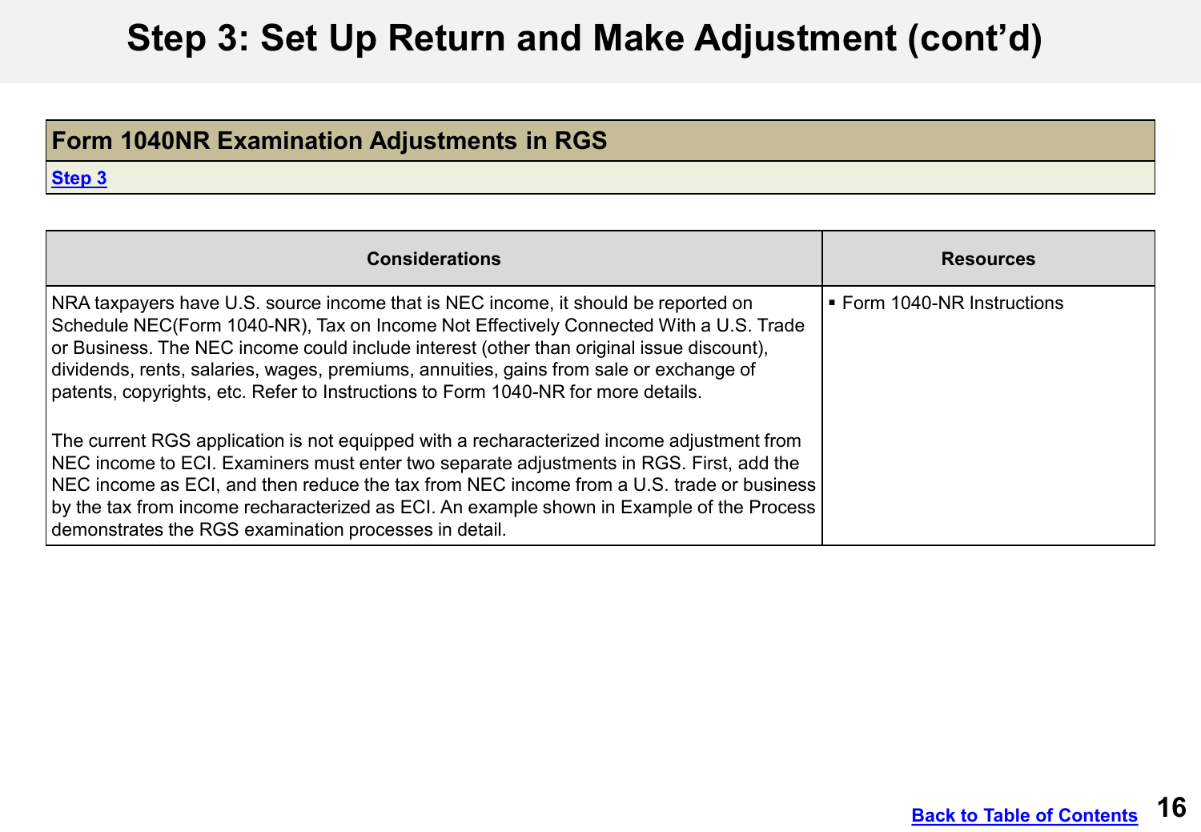# Step 3: Set Up Return and Make Adjustment (cont'd)

| Form 1040NR Examination Adjustments in RGS |
| --- |
| Step 3 |

| Considerations | Resources |
| --- | --- |
| NRA taxpayers have U.S. source income that is NEC income, it should be reported on Schedule NEC(Form 1040-NR), Tax on Income Not Effectively Connected With a U.S. Trade or Business. The NEC income could include interest (other than original issue discount), dividends, rents, salaries, wages, premiums, annuities, gains from sale or exchange of patents, copyrights, etc. Refer to Instructions to Form 1040-NR for more details.<br><br>The current RGS application is not equipped with a recharacterized income adjustment from NEC income to ECI. Examiners must enter two separate adjustments in RGS. First, add the NEC income as ECI, and then reduce the tax from NEC income from a U.S. trade or business by the tax from income recharacterized as ECI. An example shown in Example of the Process demonstrates the RGS examination processes in detail. | ▪ Form 1040-NR Instructions |

Back to Table of Contents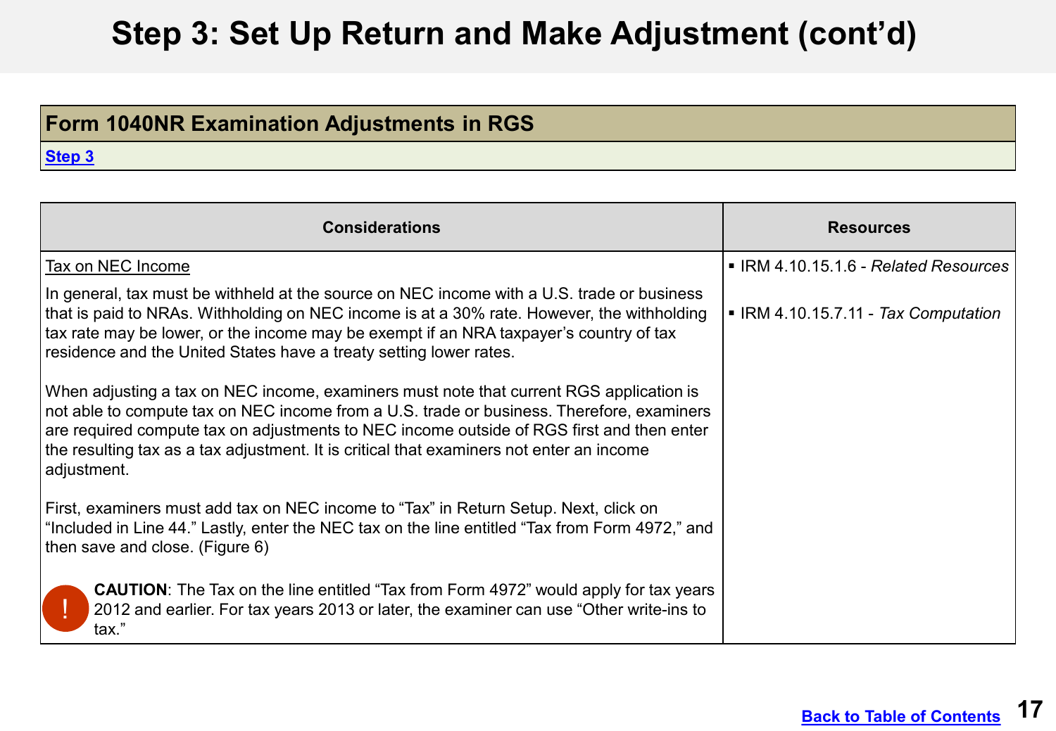# Step 3: Set Up Return and Make Adjustment (cont'd)

## Form 1040NR Examination Adjustments in RGS

[Step 3]

| Considerations | Resources |
|---|---|
| Tax on NEC Income<br><br>In general, tax must be withheld at the source on NEC income with a U.S. trade or business that is paid to NRAs. Withholding on NEC income is at a 30% rate. However, the withholding tax rate may be lower, or the income may be exempt if an NRA taxpayer's country of tax residence and the United States have a treaty setting lower rates.<br><br>When adjusting a tax on NEC income, examiners must note that current RGS application is not able to compute tax on NEC income from a U.S. trade or business. Therefore, examiners are required compute tax on adjustments to NEC income outside of RGS first and then enter the resulting tax as a tax adjustment. It is critical that examiners not enter an income adjustment.<br><br>First, examiners must add tax on NEC income to "Tax" in Return Setup. Next, click on "Included in Line 44." Lastly, enter the NEC tax on the line entitled "Tax from Form 4972," and then save and close. (Figure 6)<br><br>! **CAUTION**: The Tax on the line entitled "Tax from Form 4972" would apply for tax years 2012 and earlier. For tax years 2013 or later, the examiner can use "Other write-ins to tax." | ▪ IRM 4.10.15.1.6 - *Related Resources*<br><br>▪ IRM 4.10.15.7.11 - *Tax Computation* |

[Back to Table of Contents]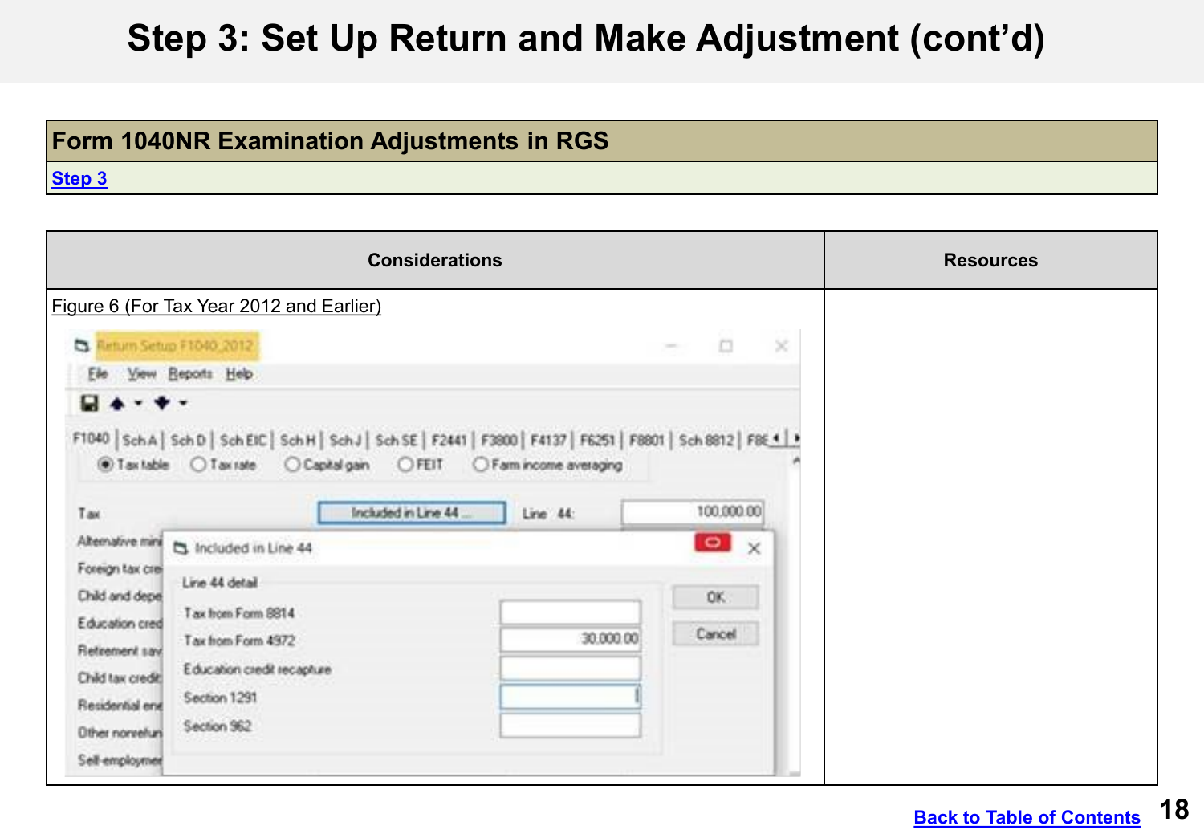# Step 3: Set Up Return and Make Adjustment (cont'd)

| Form 1040NR Examination Adjustments in RGS |
|---|
| Step 3 |

| Considerations | Resources |
|---|---|
| Figure 6 (For Tax Year 2012 and Earlier) | |

Return Setup F1040_2012

File View Reports Help

F1040 | Sch A | Sch D | Sch EIC | Sch H | Sch J | Sch SE | F2441 | F3800 | F4137 | F6251 | F8801 | Sch 8812 | F8E

Tax table   Tax rate   Capital gain   FEIT   Farm income averaging

Tax   Included in Line 44 ...   Line 44:   100,000.00

Alternative mini

Foreign tax cre

Child and depe

Education cred

Retirement sav

Child tax credit

Residential ene

Other nonrefun

Self-employme

Included in Line 44

Line 44 detail

Tax from Form 8814

Tax from Form 4972   30,000.00

Education credit recapture

Section 1291

Section 962

OK

Cancel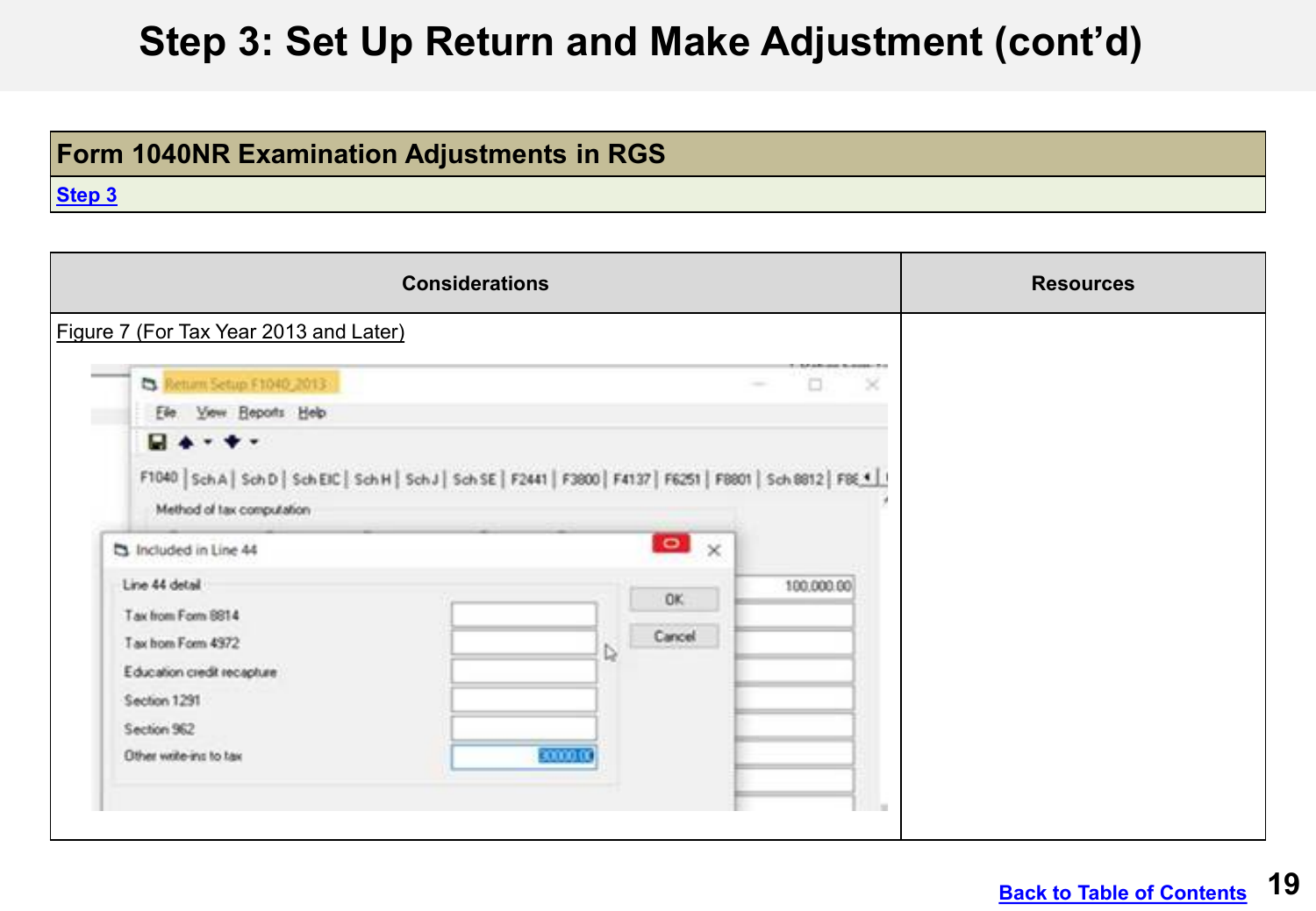# Step 3: Set Up Return and Make Adjustment (cont'd)

| Form 1040NR Examination Adjustments in RGS |
|---|
| Step 3 |

| Considerations | Resources |
|---|---|
| Figure 7 (For Tax Year 2013 and Later) | |

Back to Table of Contents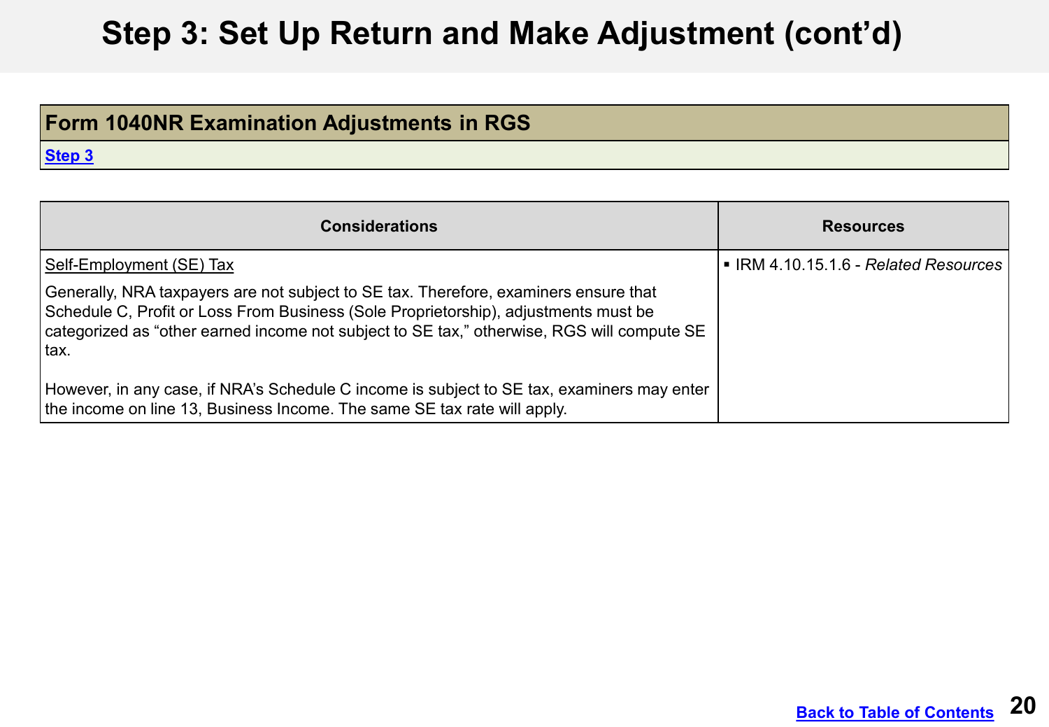# Step 3: Set Up Return and Make Adjustment (cont'd)

| Form 1040NR Examination Adjustments in RGS |
| --- |
| **Step 3** |

| Considerations | Resources |
| --- | --- |
| Self-Employment (SE) Tax<br><br>Generally, NRA taxpayers are not subject to SE tax. Therefore, examiners ensure that Schedule C, Profit or Loss From Business (Sole Proprietorship), adjustments must be categorized as "other earned income not subject to SE tax," otherwise, RGS will compute SE tax.<br><br>However, in any case, if NRA's Schedule C income is subject to SE tax, examiners may enter the income on line 13, Business Income. The same SE tax rate will apply. | ▪ IRM 4.10.15.1.6 - *Related Resources* |

Back to Table of Contents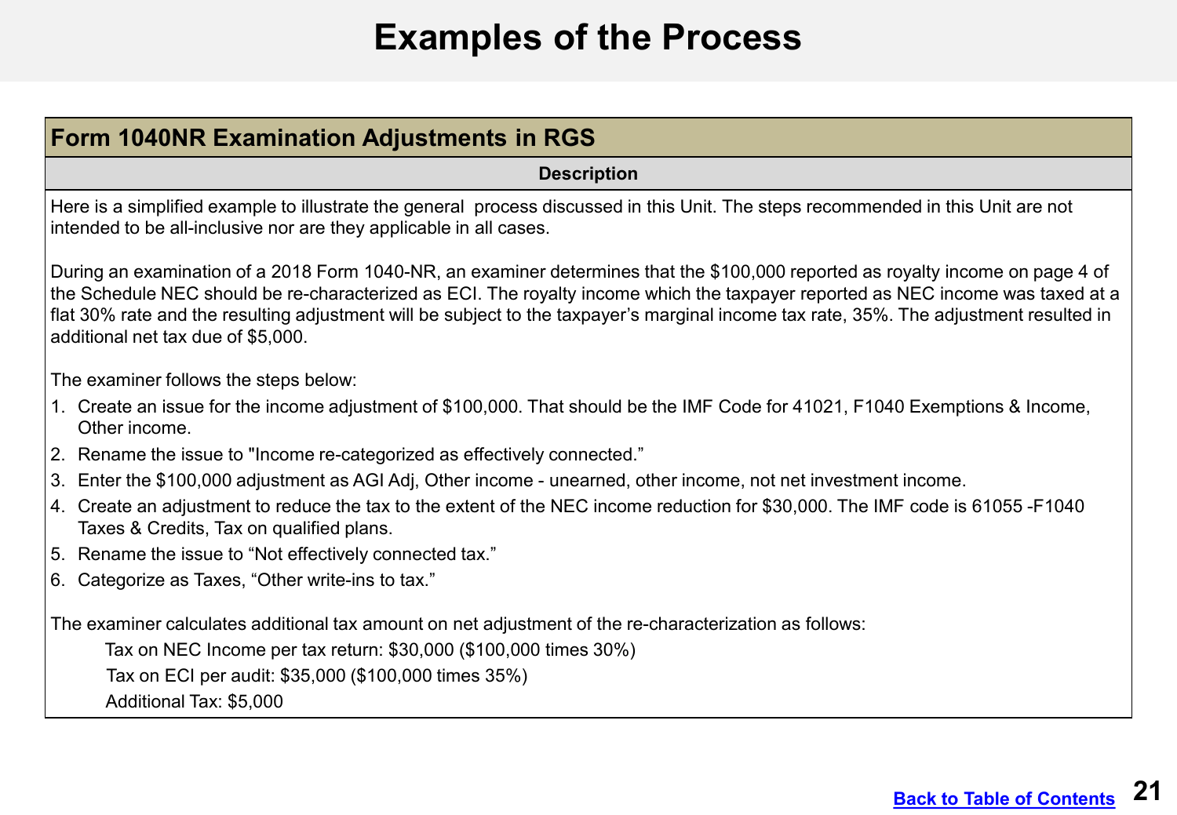# Examples of the Process

## Form 1040NR Examination Adjustments in RGS

**Description**

Here is a simplified example to illustrate the general process discussed in this Unit. The steps recommended in this Unit are not intended to be all-inclusive nor are they applicable in all cases.

During an examination of a 2018 Form 1040-NR, an examiner determines that the $100,000 reported as royalty income on page 4 of the Schedule NEC should be re-characterized as ECI. The royalty income which the taxpayer reported as NEC income was taxed at a flat 30% rate and the resulting adjustment will be subject to the taxpayer's marginal income tax rate, 35%. The adjustment resulted in additional net tax due of $5,000.

The examiner follows the steps below:

1. Create an issue for the income adjustment of $100,000. That should be the IMF Code for 41021, F1040 Exemptions & Income, Other income.
2. Rename the issue to "Income re-categorized as effectively connected."
3. Enter the $100,000 adjustment as AGI Adj, Other income - unearned, other income, not net investment income.
4. Create an adjustment to reduce the tax to the extent of the NEC income reduction for $30,000. The IMF code is 61055 -F1040 Taxes & Credits, Tax on qualified plans.
5. Rename the issue to "Not effectively connected tax."
6. Categorize as Taxes, "Other write-ins to tax."

The examiner calculates additional tax amount on net adjustment of the re-characterization as follows:

Tax on NEC Income per tax return: $30,000 ($100,000 times 30%)

Tax on ECI per audit: $35,000 ($100,000 times 35%)

Additional Tax: $5,000

[Back to Table of Contents]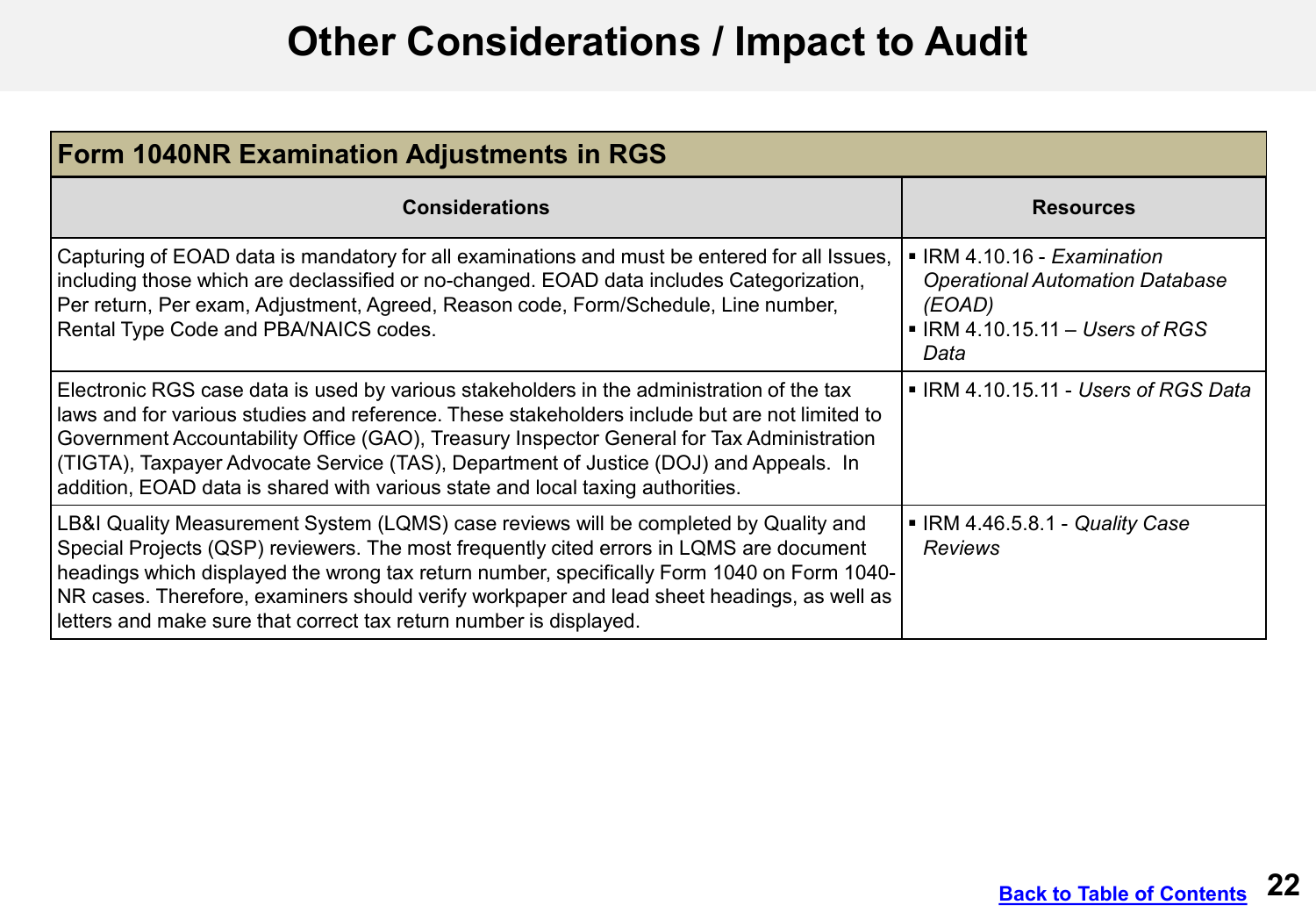# Other Considerations / Impact to Audit

**Form 1040NR Examination Adjustments in RGS**

| Considerations | Resources |
| --- | --- |
| Capturing of EOAD data is mandatory for all examinations and must be entered for all Issues, including those which are declassified or no-changed. EOAD data includes Categorization, Per return, Per exam, Adjustment, Agreed, Reason code, Form/Schedule, Line number, Rental Type Code and PBA/NAICS codes. | ▪ IRM 4.10.16 - *Examination Operational Automation Database (EOAD)*<br>▪ IRM 4.10.15.11 – *Users of RGS Data* |
| Electronic RGS case data is used by various stakeholders in the administration of the tax laws and for various studies and reference. These stakeholders include but are not limited to Government Accountability Office (GAO), Treasury Inspector General for Tax Administration (TIGTA), Taxpayer Advocate Service (TAS), Department of Justice (DOJ) and Appeals. In addition, EOAD data is shared with various state and local taxing authorities. | ▪ IRM 4.10.15.11 - *Users of RGS Data* |
| LB&I Quality Measurement System (LQMS) case reviews will be completed by Quality and Special Projects (QSP) reviewers. The most frequently cited errors in LQMS are document headings which displayed the wrong tax return number, specifically Form 1040 on Form 1040-NR cases. Therefore, examiners should verify workpaper and lead sheet headings, as well as letters and make sure that correct tax return number is displayed. | ▪ IRM 4.46.5.8.1 - *Quality Case Reviews* |

[Back to Table of Contents]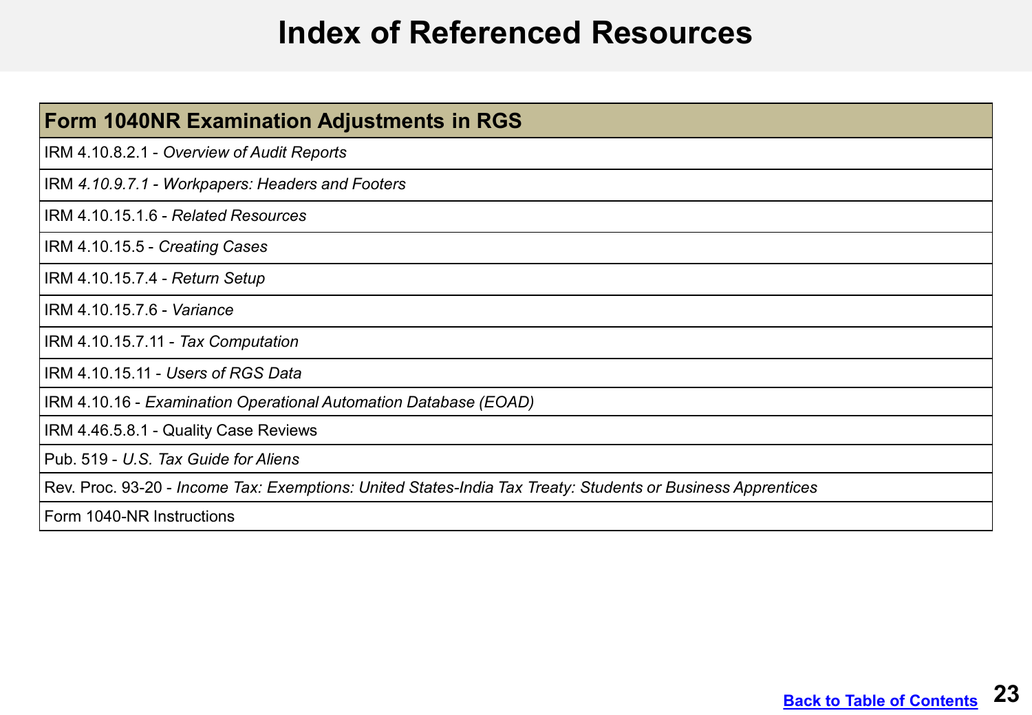# Index of Referenced Resources

| Form 1040NR Examination Adjustments in RGS |
|---|
| IRM 4.10.8.2.1 - *Overview of Audit Reports* |
| IRM *4.10.9.7.1 - Workpapers: Headers and Footers* |
| IRM 4.10.15.1.6 - *Related Resources* |
| IRM 4.10.15.5 - *Creating Cases* |
| IRM 4.10.15.7.4 - *Return Setup* |
| IRM 4.10.15.7.6 - *Variance* |
| IRM 4.10.15.7.11 - *Tax Computation* |
| IRM 4.10.15.11 - *Users of RGS Data* |
| IRM 4.10.16 - *Examination Operational Automation Database (EOAD)* |
| IRM 4.46.5.8.1 - Quality Case Reviews |
| Pub. 519 - *U.S. Tax Guide for Aliens* |
| Rev. Proc. 93-20 - *Income Tax: Exemptions: United States-India Tax Treaty: Students or Business Apprentices* |
| Form 1040-NR Instructions |

Back to Table of Contents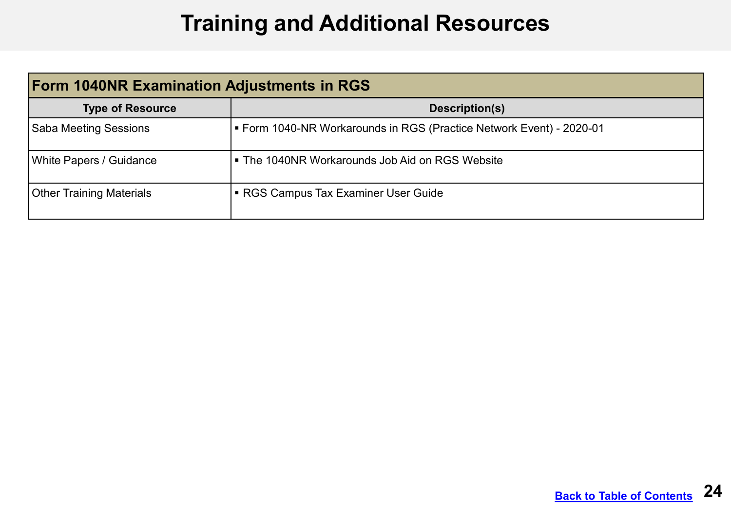# Training and Additional Resources

| Form 1040NR Examination Adjustments in RGS | |
|---|---|
| **Type of Resource** | **Description(s)** |
| Saba Meeting Sessions | ▪ Form 1040-NR Workarounds in RGS (Practice Network Event) - 2020-01 |
| White Papers / Guidance | ▪ The 1040NR Workarounds Job Aid on RGS Website |
| Other Training Materials | ▪ RGS Campus Tax Examiner User Guide |

Back to Table of Contents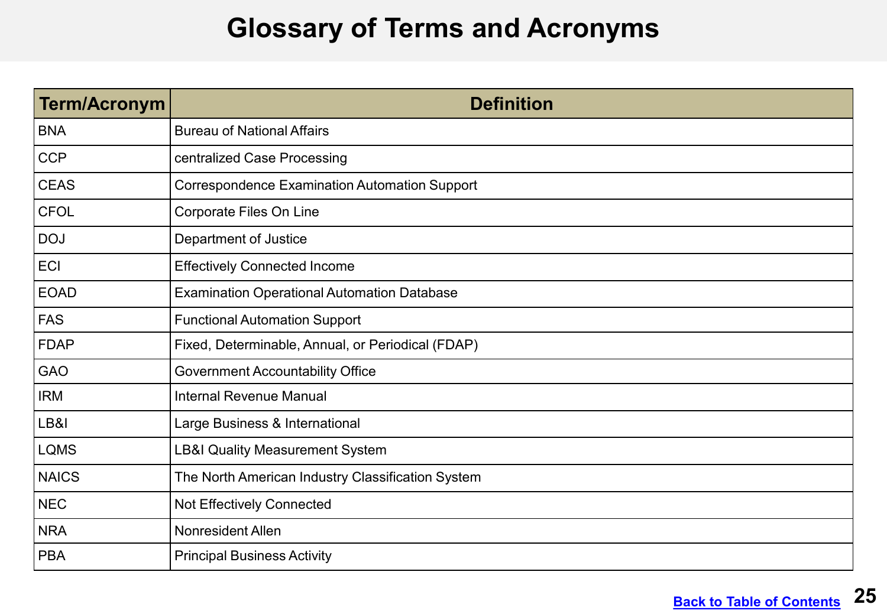# Glossary of Terms and Acronyms

| Term/Acronym | Definition |
|---|---|
| BNA | Bureau of National Affairs |
| CCP | centralized Case Processing |
| CEAS | Correspondence Examination Automation Support |
| CFOL | Corporate Files On Line |
| DOJ | Department of Justice |
| ECI | Effectively Connected Income |
| EOAD | Examination Operational Automation Database |
| FAS | Functional Automation Support |
| FDAP | Fixed, Determinable, Annual, or Periodical (FDAP) |
| GAO | Government Accountability Office |
| IRM | Internal Revenue Manual |
| LB&I | Large Business & International |
| LQMS | LB&I Quality Measurement System |
| NAICS | The North American Industry Classification System |
| NEC | Not Effectively Connected |
| NRA | Nonresident Allen |
| PBA | Principal Business Activity |

Back to Table of Contents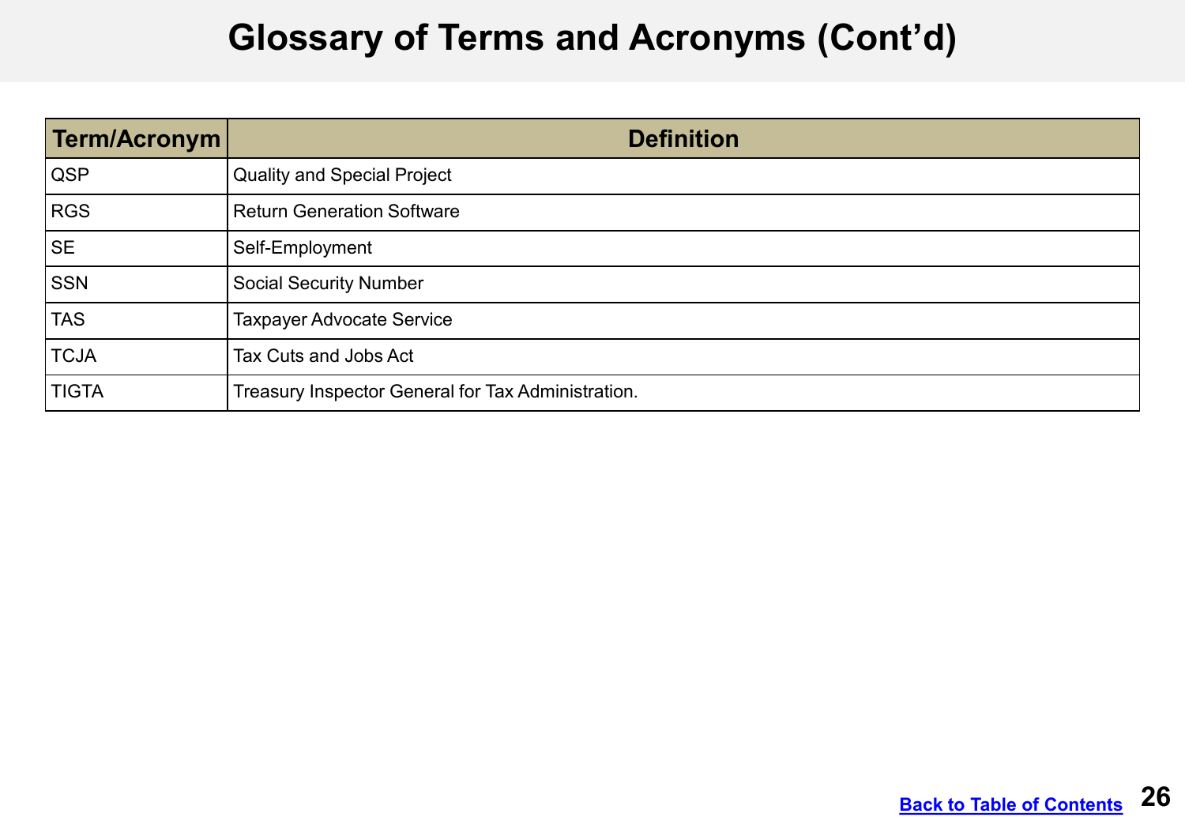# Glossary of Terms and Acronyms (Cont'd)

| Term/Acronym | Definition |
|---|---|
| QSP | Quality and Special Project |
| RGS | Return Generation Software |
| SE | Self-Employment |
| SSN | Social Security Number |
| TAS | Taxpayer Advocate Service |
| TCJA | Tax Cuts and Jobs Act |
| TIGTA | Treasury Inspector General for Tax Administration. |

Back to Table of Contents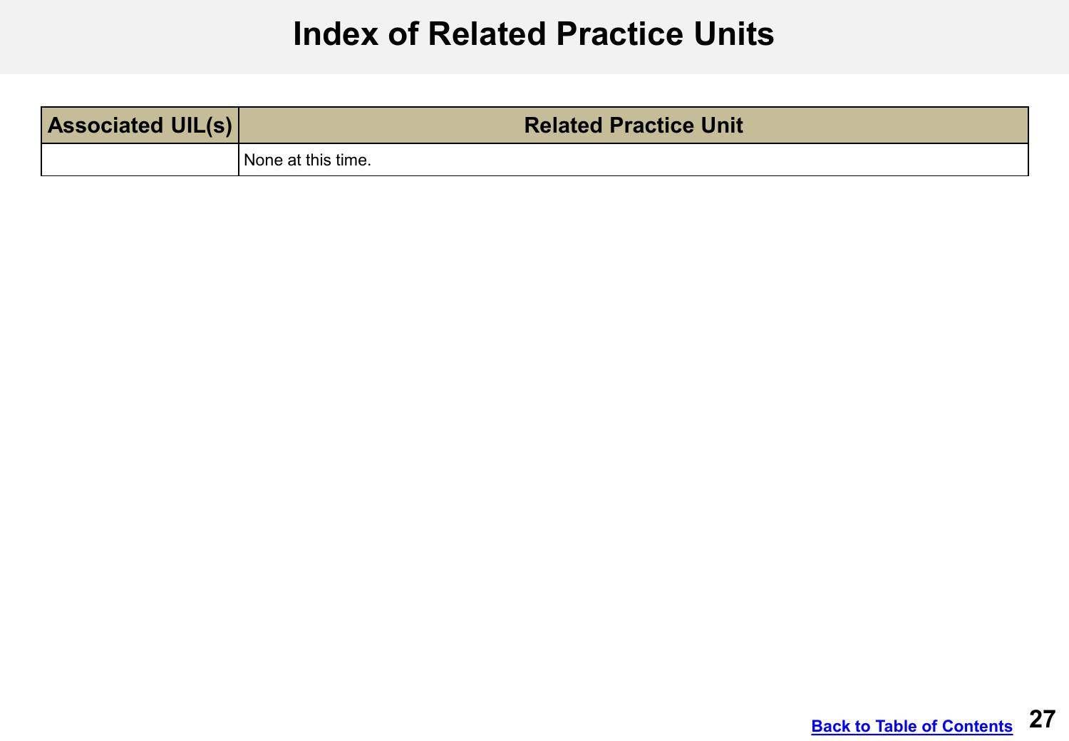# Index of Related Practice Units

| Associated UIL(s) | Related Practice Unit |
| --- | --- |
| | None at this time. |

[Back to Table of Contents]